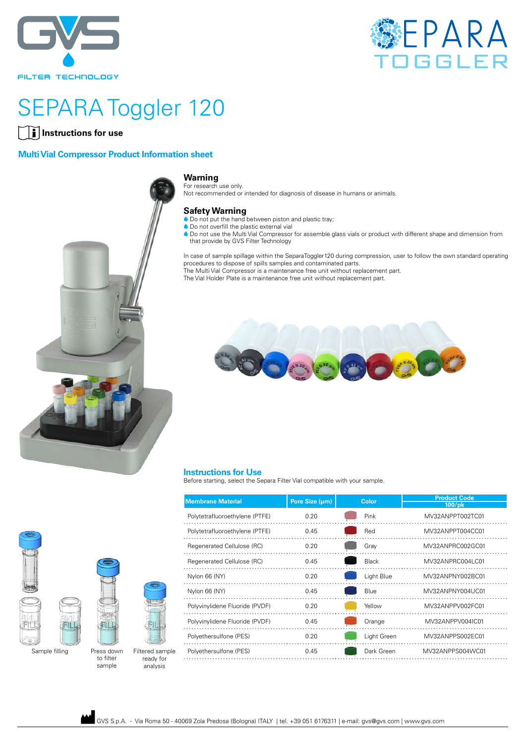# SEPARA Toggler 120

**Instructions for use**

## Multi Vial Compressor Product Information sheet

### Warning

For research use only.
Not recommended or intended for diagnosis of disease in humans or animals.

### Safety Warning

- Do not put the hand between piston and plastic tray;
- Do not overfill the plastic external vial
- Do not use the Multi Vial Compressor for assemble glass vials or product with different shape and dimension from that provide by GVS Filter Technology

In case of sample spillage within the SeparaToggler120 during compression, user to follow the own standard operating procedures to dispose of spills samples and contaminated parts.
The Multi Vial Compressor is a maintenance free unit without replacement part.
The Vial Holder Plate is a maintenance free unit without replacement part.

## Instructions for Use

Before starting, select the Separa Filter Vial compatible with your sample.

| Membrane Material | Pore Size (µm) | Color | Product Code 100/pk |
|---|---|---|---|
| Polytetrafluoroethylene (PTFE) | 0.20 | Pink | MV32ANPPT002TC01 |
| Polytetrafluoroethylene (PTFE) | 0.45 | Red | MV32ANPPT004CC01 |
| Regenerated Cellulose (RC) | 0.20 | Gray | MV32ANPRC002GC01 |
| Regenerated Cellulose (RC) | 0.45 | Black | MV32ANPRC004LC01 |
| Nylon 66 (NY) | 0.20 | Light Blue | MV32ANPNY002BC01 |
| Nylon 66 (NY) | 0.45 | Blue | MV32ANPNY004UC01 |
| Polyvinylidene Fluoride (PVDF) | 0.20 | Yellow | MV32ANPPV002FC01 |
| Polyvinylidene Fluoride (PVDF) | 0.45 | Orange | MV32ANPPV004IC01 |
| Polyethersulfone (PES) | 0.20 | Light Green | MV32ANPPS002EC01 |
| Polyethersulfone (PES) | 0.45 | Dark Green | MV32ANPPS004WC01 |

Sample filling — Press down to filter sample — Filtered sample ready for analysis

GVS S.p.A. - Via Roma 50 - 40069 Zola Predosa (Bologna) ITALY | tel. +39 051 6176311 | e-mail: gvs@gvs.com | www.gvs.com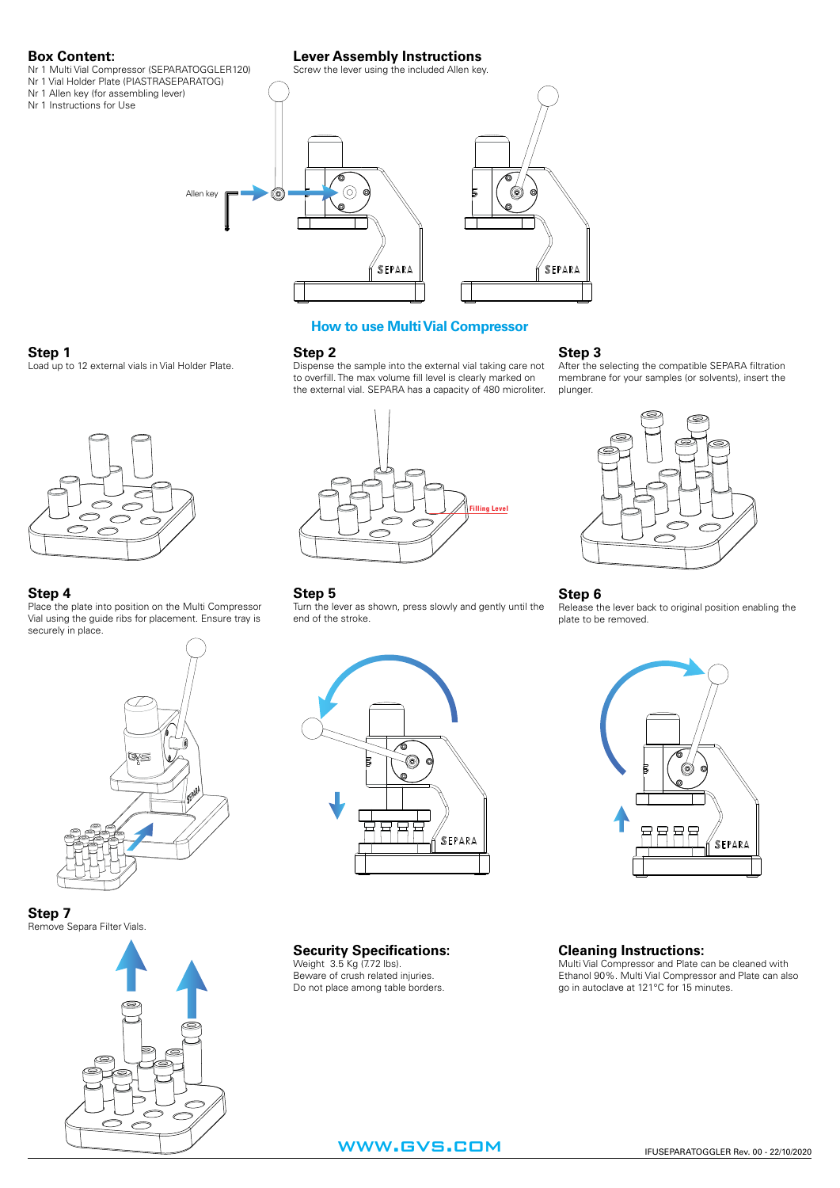## Box Content:

Nr 1 Multi Vial Compressor (SEPARATOGGLER120)
Nr 1 Vial Holder Plate (PIASTRASEPARATOG)
Nr 1 Allen key (for assembling lever)
Nr 1 Instructions for Use

## Lever Assembly Instructions

Screw the lever using the included Allen key.

Allen key

## How to use Multi Vial Compressor

### Step 1

Load up to 12 external vials in Vial Holder Plate.

### Step 2

Dispense the sample into the external vial taking care not to overfill. The max volume fill level is clearly marked on the external vial. SEPARA has a capacity of 480 microliter.

Filling Level

### Step 3

After the selecting the compatible SEPARA filtration membrane for your samples (or solvents), insert the plunger.

### Step 4

Place the plate into position on the Multi Compressor Vial using the guide ribs for placement. Ensure tray is securely in place.

### Step 5

Turn the lever as shown, press slowly and gently until the end of the stroke.

### Step 6

Release the lever back to original position enabling the plate to be removed.

### Step 7

Remove Separa Filter Vials.

## Security Specifications:

Weight 3.5 Kg (7.72 lbs).
Beware of crush related injuries.
Do not place among table borders.

## Cleaning Instructions:

Multi Vial Compressor and Plate can be cleaned with Ethanol 90%. Multi Vial Compressor and Plate can also go in autoclave at 121°C for 15 minutes.

WWW.GVS.COM

IFUSEPARATOGGLER Rev. 00 - 22/10/2020